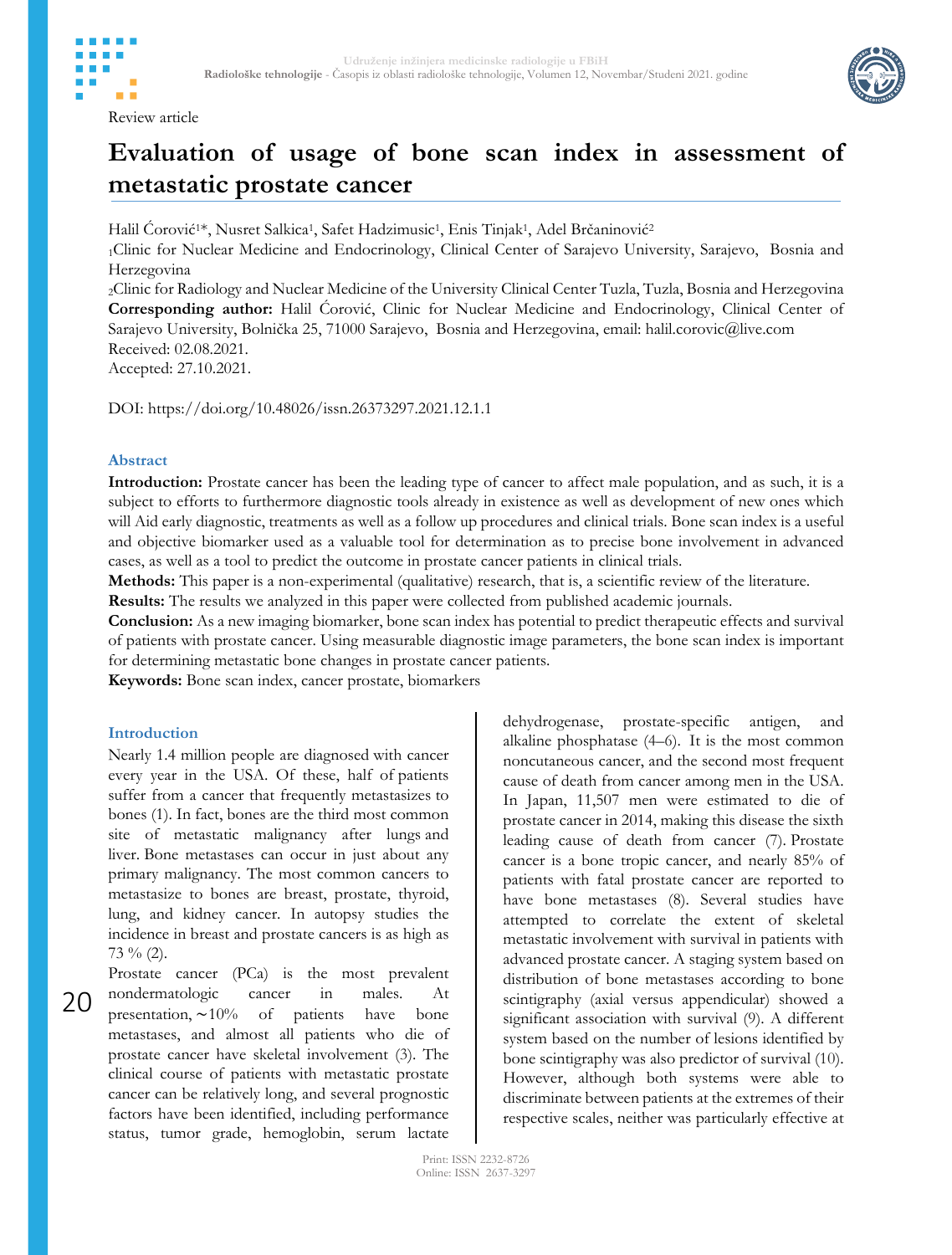Review article

# Evaluation of usage of bone scan index in assessment of metastatic prostate cancer

Halil Ćorović[1]*, Nusret Salkica[1], Safet Hadzimusic[1], Enis Tinjak[1], Adel Brčaninović[2]

[1]Clinic for Nuclear Medicine and Endocrinology, Clinical Center of Sarajevo University, Sarajevo, Bosnia and Herzegovina

[2]Clinic for Radiology and Nuclear Medicine of the University Clinical Center Tuzla, Tuzla, Bosnia and Herzegovina

**Corresponding author:** Halil Ćorović, Clinic for Nuclear Medicine and Endocrinology, Clinical Center of Sarajevo University, Bolnička 25, 71000 Sarajevo, Bosnia and Herzegovina, email: halil.corovic@live.com

Received: 02.08.2021.

Accepted: 27.10.2021.

DOI: https://doi.org/10.48026/issn.26373297.2021.12.1.1

## Abstract

**Introduction:** Prostate cancer has been the leading type of cancer to affect male population, and as such, it is a subject to efforts to furthermore diagnostic tools already in existence as well as development of new ones which will Aid early diagnostic, treatments as well as a follow up procedures and clinical trials. Bone scan index is a useful and objective biomarker used as a valuable tool for determination as to precise bone involvement in advanced cases, as well as a tool to predict the outcome in prostate cancer patients in clinical trials.

**Methods:** This paper is a non-experimental (qualitative) research, that is, a scientific review of the literature.

**Results:** The results we analyzed in this paper were collected from published academic journals.

**Conclusion:** As a new imaging biomarker, bone scan index has potential to predict therapeutic effects and survival of patients with prostate cancer. Using measurable diagnostic image parameters, the bone scan index is important for determining metastatic bone changes in prostate cancer patients.

**Keywords:** Bone scan index, cancer prostate, biomarkers

## Introduction

Nearly 1.4 million people are diagnosed with cancer every year in the USA. Of these, half of patients suffer from a cancer that frequently metastasizes to bones (1). In fact, bones are the third most common site of metastatic malignancy after lungs and liver. Bone metastases can occur in just about any primary malignancy. The most common cancers to metastasize to bones are breast, prostate, thyroid, lung, and kidney cancer. In autopsy studies the incidence in breast and prostate cancers is as high as 73 % (2).

Prostate cancer (PCa) is the most prevalent nondermatologic cancer in males. At presentation, ∼10% of patients have bone metastases, and almost all patients who die of prostate cancer have skeletal involvement (3). The clinical course of patients with metastatic prostate cancer can be relatively long, and several prognostic factors have been identified, including performance status, tumor grade, hemoglobin, serum lactate dehydrogenase, prostate-specific antigen, and alkaline phosphatase (4–6). It is the most common noncutaneous cancer, and the second most frequent cause of death from cancer among men in the USA. In Japan, 11,507 men were estimated to die of prostate cancer in 2014, making this disease the sixth leading cause of death from cancer (7). Prostate cancer is a bone tropic cancer, and nearly 85% of patients with fatal prostate cancer are reported to have bone metastases (8). Several studies have attempted to correlate the extent of skeletal metastatic involvement with survival in patients with advanced prostate cancer. A staging system based on distribution of bone metastases according to bone scintigraphy (axial versus appendicular) showed a significant association with survival (9). A different system based on the number of lesions identified by bone scintigraphy was also predictor of survival (10). However, although both systems were able to discriminate between patients at the extremes of their respective scales, neither was particularly effective at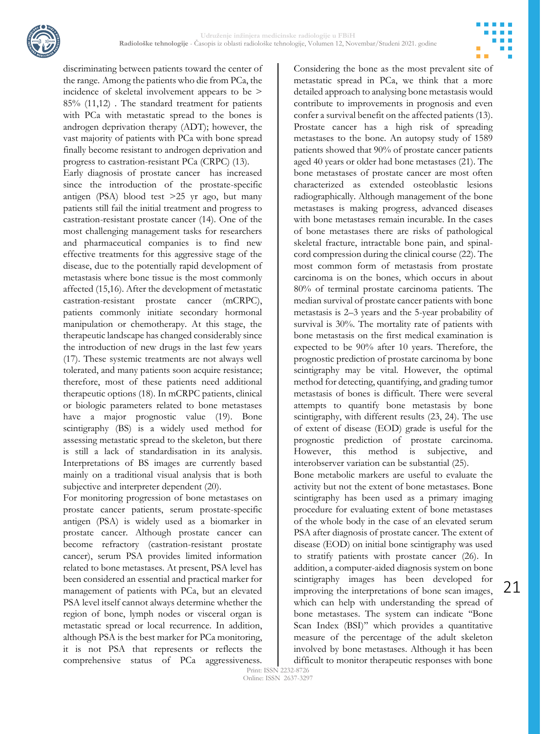discriminating between patients toward the center of the range. Among the patients who die from PCa, the incidence of skeletal involvement appears to be > 85% (11,12) . The standard treatment for patients with PCa with metastatic spread to the bones is androgen deprivation therapy (ADT); however, the vast majority of patients with PCa with bone spread finally become resistant to androgen deprivation and progress to castration-resistant PCa (CRPC) (13).

Early diagnosis of prostate cancer has increased since the introduction of the prostate-specific antigen (PSA) blood test >25 yr ago, but many patients still fail the initial treatment and progress to castration-resistant prostate cancer (14). One of the most challenging management tasks for researchers and pharmaceutical companies is to find new effective treatments for this aggressive stage of the disease, due to the potentially rapid development of metastasis where bone tissue is the most commonly affected (15,16). After the development of metastatic castration-resistant prostate cancer (mCRPC), patients commonly initiate secondary hormonal manipulation or chemotherapy. At this stage, the therapeutic landscape has changed considerably since the introduction of new drugs in the last few years (17). These systemic treatments are not always well tolerated, and many patients soon acquire resistance; therefore, most of these patients need additional therapeutic options (18). In mCRPC patients, clinical or biologic parameters related to bone metastases have a major prognostic value (19). Bone scintigraphy (BS) is a widely used method for assessing metastatic spread to the skeleton, but there is still a lack of standardisation in its analysis. Interpretations of BS images are currently based mainly on a traditional visual analysis that is both subjective and interpreter dependent (20).

For monitoring progression of bone metastases on prostate cancer patients, serum prostate-specific antigen (PSA) is widely used as a biomarker in prostate cancer. Although prostate cancer can become refractory (castration-resistant prostate cancer), serum PSA provides limited information related to bone metastases. At present, PSA level has been considered an essential and practical marker for management of patients with PCa, but an elevated PSA level itself cannot always determine whether the region of bone, lymph nodes or visceral organ is metastatic spread or local recurrence. In addition, although PSA is the best marker for PCa monitoring, it is not PSA that represents or reflects the comprehensive status of PCa aggressiveness. Considering the bone as the most prevalent site of metastatic spread in PCa, we think that a more detailed approach to analysing bone metastasis would contribute to improvements in prognosis and even confer a survival benefit on the affected patients (13). Prostate cancer has a high risk of spreading metastases to the bone. An autopsy study of 1589 patients showed that 90% of prostate cancer patients aged 40 years or older had bone metastases (21). The bone metastases of prostate cancer are most often characterized as extended osteoblastic lesions radiographically. Although management of the bone metastases is making progress, advanced diseases with bone metastases remain incurable. In the cases of bone metastases there are risks of pathological skeletal fracture, intractable bone pain, and spinal-cord compression during the clinical course (22). The most common form of metastasis from prostate carcinoma is on the bones, which occurs in about 80% of terminal prostate carcinoma patients. The median survival of prostate cancer patients with bone metastasis is 2–3 years and the 5-year probability of survival is 30%. The mortality rate of patients with bone metastasis on the first medical examination is expected to be 90% after 10 years. Therefore, the prognostic prediction of prostate carcinoma by bone scintigraphy may be vital. However, the optimal method for detecting, quantifying, and grading tumor metastasis of bones is difficult. There were several attempts to quantify bone metastasis by bone scintigraphy, with different results (23, 24). The use of extent of disease (EOD) grade is useful for the prognostic prediction of prostate carcinoma. However, this method is subjective, and interobserver variation can be substantial (25).

Bone metabolic markers are useful to evaluate the activity but not the extent of bone metastases. Bone scintigraphy has been used as a primary imaging procedure for evaluating extent of bone metastases of the whole body in the case of an elevated serum PSA after diagnosis of prostate cancer. The extent of disease (EOD) on initial bone scintigraphy was used to stratify patients with prostate cancer (26). In addition, a computer-aided diagnosis system on bone scintigraphy images has been developed for improving the interpretations of bone scan images, which can help with understanding the spread of bone metastases. The system can indicate "Bone Scan Index (BSI)" which provides a quantitative measure of the percentage of the adult skeleton involved by bone metastases. Although it has been difficult to monitor therapeutic responses with bone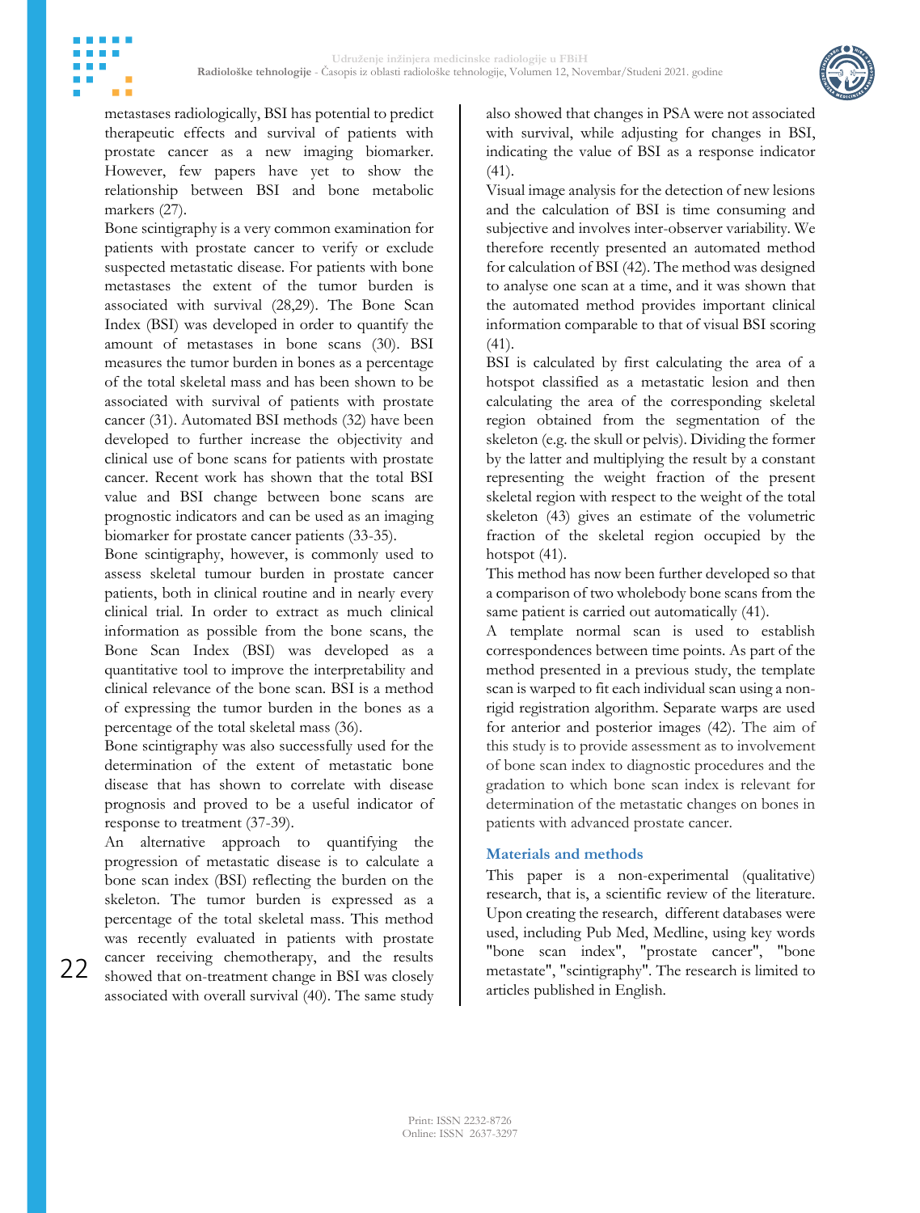metastases radiologically, BSI has potential to predict therapeutic effects and survival of patients with prostate cancer as a new imaging biomarker. However, few papers have yet to show the relationship between BSI and bone metabolic markers (27).

Bone scintigraphy is a very common examination for patients with prostate cancer to verify or exclude suspected metastatic disease. For patients with bone metastases the extent of the tumor burden is associated with survival (28,29). The Bone Scan Index (BSI) was developed in order to quantify the amount of metastases in bone scans (30). BSI measures the tumor burden in bones as a percentage of the total skeletal mass and has been shown to be associated with survival of patients with prostate cancer (31). Automated BSI methods (32) have been developed to further increase the objectivity and clinical use of bone scans for patients with prostate cancer. Recent work has shown that the total BSI value and BSI change between bone scans are prognostic indicators and can be used as an imaging biomarker for prostate cancer patients (33-35).

Bone scintigraphy, however, is commonly used to assess skeletal tumour burden in prostate cancer patients, both in clinical routine and in nearly every clinical trial. In order to extract as much clinical information as possible from the bone scans, the Bone Scan Index (BSI) was developed as a quantitative tool to improve the interpretability and clinical relevance of the bone scan. BSI is a method of expressing the tumor burden in the bones as a percentage of the total skeletal mass (36).

Bone scintigraphy was also successfully used for the determination of the extent of metastatic bone disease that has shown to correlate with disease prognosis and proved to be a useful indicator of response to treatment (37-39).

An alternative approach to quantifying the progression of metastatic disease is to calculate a bone scan index (BSI) reflecting the burden on the skeleton. The tumor burden is expressed as a percentage of the total skeletal mass. This method was recently evaluated in patients with prostate cancer receiving chemotherapy, and the results showed that on-treatment change in BSI was closely associated with overall survival (40). The same study also showed that changes in PSA were not associated with survival, while adjusting for changes in BSI, indicating the value of BSI as a response indicator (41).

Visual image analysis for the detection of new lesions and the calculation of BSI is time consuming and subjective and involves inter-observer variability. We therefore recently presented an automated method for calculation of BSI (42). The method was designed to analyse one scan at a time, and it was shown that the automated method provides important clinical information comparable to that of visual BSI scoring (41).

BSI is calculated by first calculating the area of a hotspot classified as a metastatic lesion and then calculating the area of the corresponding skeletal region obtained from the segmentation of the skeleton (e.g. the skull or pelvis). Dividing the former by the latter and multiplying the result by a constant representing the weight fraction of the present skeletal region with respect to the weight of the total skeleton (43) gives an estimate of the volumetric fraction of the skeletal region occupied by the hotspot (41).

This method has now been further developed so that a comparison of two wholebody bone scans from the same patient is carried out automatically (41).

A template normal scan is used to establish correspondences between time points. As part of the method presented in a previous study, the template scan is warped to fit each individual scan using a non-rigid registration algorithm. Separate warps are used for anterior and posterior images (42). The aim of this study is to provide assessment as to involvement of bone scan index to diagnostic procedures and the gradation to which bone scan index is relevant for determination of the metastatic changes on bones in patients with advanced prostate cancer.

## Materials and methods

This paper is a non-experimental (qualitative) research, that is, a scientific review of the literature. Upon creating the research, different databases were used, including Pub Med, Medline, using key words "bone scan index", "prostate cancer", "bone metastate", "scintigraphy". The research is limited to articles published in English.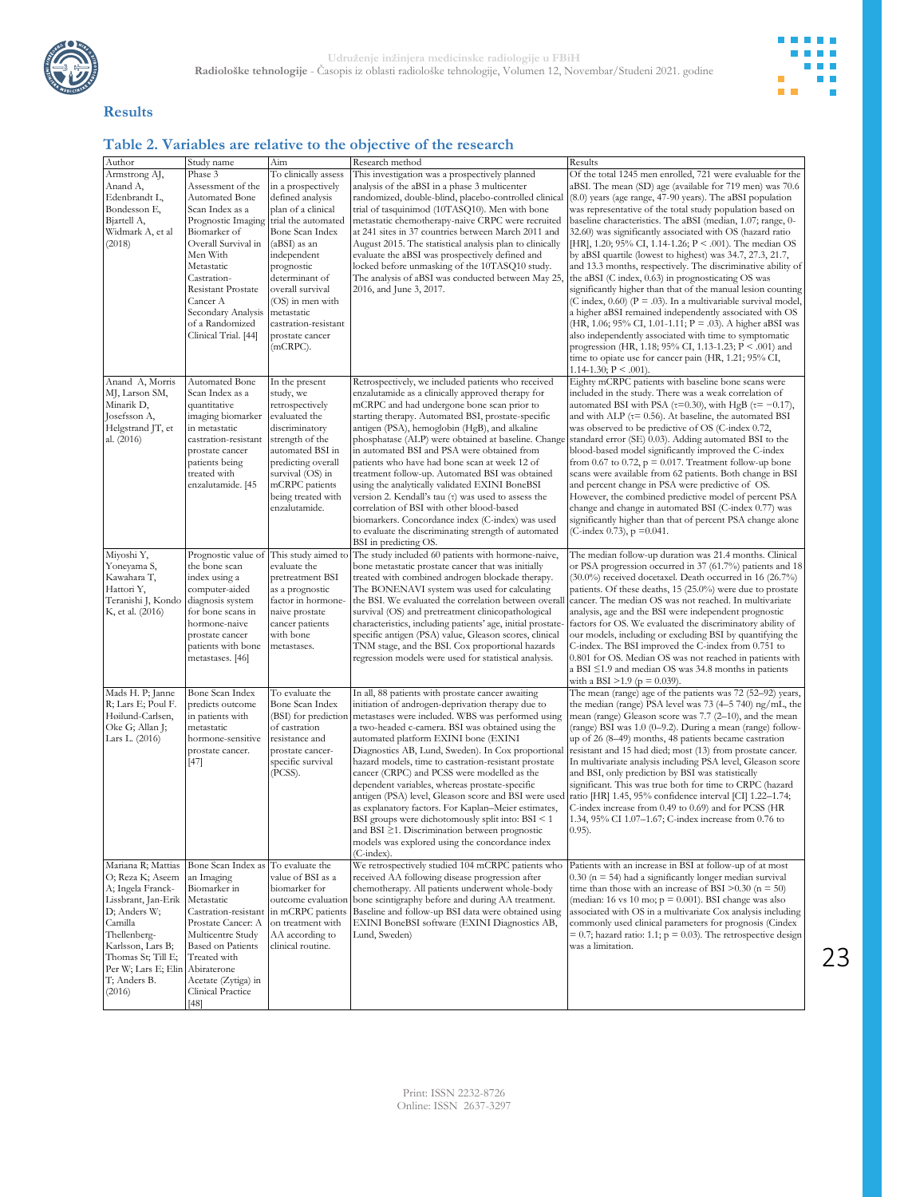## Results

### Table 2. Variables are relative to the objective of the research

| Author | Study name | Aim | Research method | Results |
|---|---|---|---|---|
| Armstrong AJ, Anand A, Edenbrandt L, Bondesson E, Bjartell A, Widmark A, et al (2018) | Phase 3 Assessment of the Automated Bone Scan Index as a Prognostic Imaging Biomarker of Overall Survival in Men With Metastatic Castration-Resistant Prostate Cancer A Secondary Analysis of a Randomized Clinical Trial. [44] | To clinically assess in a prospectively defined analysis plan of a clinical trial the automated Bone Scan Index (aBSI) as an independent prognostic determinant of overall survival (OS) in men with metastatic castration-resistant prostate cancer (mCRPC). | This investigation was a prospectively planned analysis of the aBSI in a phase 3 multicenter randomized, double-blind, placebo-controlled clinical trial of tasquinimod (10TASQ10). Men with bone metastatic chemotherapy-naive CRPC were recruited at 241 sites in 37 countries between March 2011 and August 2015. The statistical analysis plan to clinically evaluate the aBSI was prospectively defined and locked before unmasking of the 10TASQ10 study. The analysis of aBSI was conducted between May 25, 2016, and June 3, 2017. | Of the total 1245 men enrolled, 721 were evaluable for the aBSI. The mean (SD) age (available for 719 men) was 70.6 (8.0) years (age range, 47-90 years). The aBSI population was representative of the total study population based on baseline characteristics. The aBSI (median, 1.07; range, 0-32.60) was significantly associated with OS (hazard ratio [HR], 1.20; 95% CI, 1.14-1.26; P < .001). The median OS by aBSI quartile (lowest to highest) was 34.7, 27.3, 21.7, and 13.3 months, respectively. The discriminative ability of the aBSI (C index, 0.63) in prognosticating OS was significantly higher than that of the manual lesion counting (C index, 0.60) (P = .03). In a multivariable survival model, a higher aBSI remained independently associated with OS (HR, 1.06; 95% CI, 1.01-1.11; P = .03). A higher aBSI was also independently associated with time to symptomatic progression (HR, 1.18; 95% CI, 1.13-1.23; P < .001) and time to opiate use for cancer pain (HR, 1.21; 95% CI, 1.14-1.30; P < .001). |
| Anand A, Morris MJ, Larson SM, Minarik D, Josefsson A, Helgstrand JT, et al. (2016) | Automated Bone Scan Index as a quantitative imaging biomarker in metastatic castration-resistant prostate cancer patients being treated with enzalutamide. [45 | In the present study, we retrospectively evaluated the discriminatory strength of the automated BSI in predicting overall survival (OS) in mCRPC patients being treated with enzalutamide. | Retrospectively, we included patients who received enzalutamide as a clinically approved therapy for mCRPC and had undergone bone scan prior to starting therapy. Automated BSI, prostate-specific antigen (PSA), hemoglobin (HgB), and alkaline phosphatase (ALP) were obtained at baseline. Change in automated BSI and PSA were obtained from patients who have had bone scan at week 12 of treatment follow-up. Automated BSI was obtained using the analytically validated EXINI BoneBSI version 2. Kendall's tau (τ) was used to assess the correlation of BSI with other blood-based biomarkers. Concordance index (C-index) was used to evaluate the discriminating strength of automated BSI in predicting OS. | Eighty mCRPC patients with baseline bone scans were included in the study. There was a weak correlation of automated BSI with PSA (τ=0.30), with HgB (τ= −0.17), and with ALP (τ= 0.56). At baseline, the automated BSI was observed to be predictive of OS (C-index 0.72, standard error (SE) 0.03). Adding automated BSI to the blood-based model significantly improved the C-index from 0.67 to 0.72, p = 0.017. Treatment follow-up bone scans were available from 62 patients. Both change in BSI and percent change in PSA were predictive of OS. However, the combined predictive model of percent PSA change and change in automated BSI (C-index 0.77) was significantly higher than that of percent PSA change alone (C-index 0.73), p =0.041. |
| Miyoshi Y, Yoneyama S, Kawahara T, Hattori Y, Teranishi J, Kondo K, et al. (2016) | Prognostic value of the bone scan index using a computer-aided diagnosis system for bone scans in hormone-naive prostate cancer patients with bone metastases. [46] | This study aimed to evaluate the pretreatment BSI as a prognostic factor in hormone-naive prostate cancer patients with bone metastases. | The study included 60 patients with hormone-naive, bone metastatic prostate cancer that was initially treated with combined androgen blockade therapy. The BONENAVI system was used for calculating the BSI. We evaluated the correlation between overall survival (OS) and patient clinicopathological characteristics, including patients' age, initial prostate-specific antigen (PSA) value, Gleason scores, clinical TNM stage, and the BSI. Cox proportional hazards regression models were used for statistical analysis. | The median follow-up duration was 21.4 months. Clinical or PSA progression occurred in 37 (61.7%) patients and 18 (30.0%) received docetaxel. Death occurred in 16 (26.7%) patients. Of these deaths, 15 (25.0%) were due to prostate cancer. The median OS was not reached. In multivariate analysis, age and the BSI were independent prognostic factors for OS. We evaluated the discriminatory ability of our models, including or excluding BSI by quantifying the C-index. The BSI improved the C-index from 0.751 to 0.801 for OS. Median OS was not reached in patients with a BSI ≤1.9 and median OS was 34.8 months in patients with a BSI >1.9 (p = 0.039). |
| Mads H. P; Janne R; Lars E; Poul F. Høilund-Carlsen, Oke G; Allan J; Lars L. (2016) | Bone Scan Index predicts outcome in patients with metastatic hormone-sensitive prostate cancer. [47] | To evaluate the Bone Scan Index (BSI) for prediction of castration resistance and prostate cancer-specific survival (PCSS). | In all, 88 patients with prostate cancer awaiting initiation of androgen-deprivation therapy due to metastases were included. WBS was performed using a two-headed c-camera. BSI was obtained using the automated platform EXINI bone (EXINI Diagnostics AB, Lund, Sweden). In Cox proportional hazard models, time to castration-resistant prostate cancer (CRPC) and PCSS were modelled as the dependent variables, whereas prostate-specific antigen (PSA) level, Gleason score and BSI were used as explanatory factors. For Kaplan–Meier estimates, BSI groups were dichotomously split into: BSI < 1 and BSI ≥1. Discrimination between prognostic models was explored using the concordance index (C-index). | The mean (range) age of the patients was 72 (52–92) years, the median (range) PSA level was 73 (4–5 740) ng/mL, the mean (range) Gleason score was 7.7 (2–10), and the mean (range) BSI was 1.0 (0–9.2). During a mean (range) follow-up of 26 (8–49) months, 48 patients became castration resistant and 15 had died; most (13) from prostate cancer. In multivariate analysis including PSA level, Gleason score and BSI, only prediction by BSI was statistically significant. This was true both for time to CRPC (hazard ratio [HR] 1.45, 95% confidence interval [CI] 1.22–1.74; C-index increase from 0.49 to 0.69) and for PCSS (HR 1.34, 95% CI 1.07–1.67; C-index increase from 0.76 to 0.95). |
| Mariana R; Mattias O; Reza K; Aseem A; Ingela Franck-Lissbrant, Jan-Erik D; Anders W; Camilla Thellenberg-Karlsson, Lars B; Thomas St; Till E; Per W; Lars E; Elin T; Anders B. (2016) | Bone Scan Index as an Imaging Biomarker in Metastatic Castration-resistant Prostate Cancer: A Multicentre Study Based on Patients Treated with Abiraterone Acetate (Zytiga) in Clinical Practice [48] | To evaluate the value of BSI as a biomarker for outcome evaluation in mCRPC patients on treatment with AA according to clinical routine. | We retrospectively studied 104 mCRPC patients who received AA following disease progression after chemotherapy. All patients underwent whole-body bone scintigraphy before and during AA treatment. Baseline and follow-up BSI data were obtained using EXINI BoneBSI software (EXINI Diagnostics AB, Lund, Sweden) | Patients with an increase in BSI at follow-up of at most 0.30 (n = 54) had a significantly longer median survival time than those with an increase of BSI >0.30 (n = 50) (median: 16 vs 10 mo; p = 0.001). BSI change was also associated with OS in a multivariate Cox analysis including commonly used clinical parameters for prognosis (Cindex = 0.7; hazard ratio: 1.1; p = 0.03). The retrospective design was a limitation. |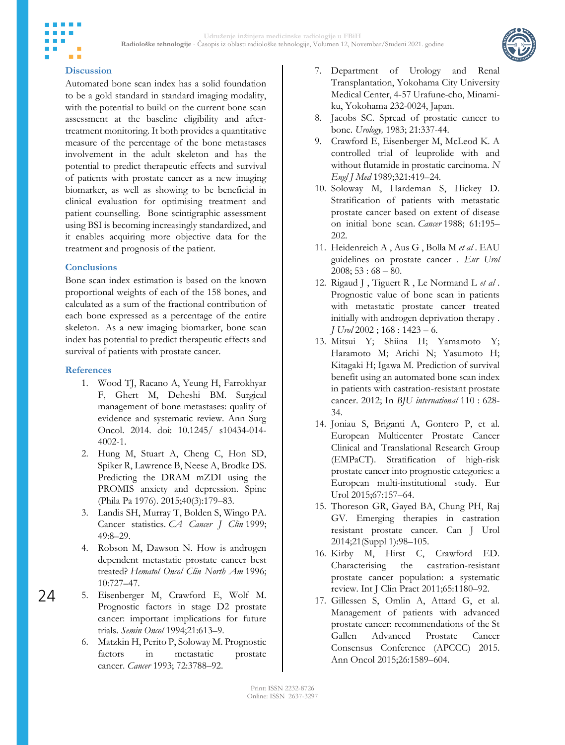## Discussion

Automated bone scan index has a solid foundation to be a gold standard in standard imaging modality, with the potential to build on the current bone scan assessment at the baseline eligibility and after-treatment monitoring. It both provides a quantitative measure of the percentage of the bone metastases involvement in the adult skeleton and has the potential to predict therapeutic effects and survival of patients with prostate cancer as a new imaging biomarker, as well as showing to be beneficial in clinical evaluation for optimising treatment and patient counselling. Bone scintigraphic assessment using BSI is becoming increasingly standardized, and it enables acquiring more objective data for the treatment and prognosis of the patient.

## Conclusions

Bone scan index estimation is based on the known proportional weights of each of the 158 bones, and calculated as a sum of the fractional contribution of each bone expressed as a percentage of the entire skeleton. As a new imaging biomarker, bone scan index has potential to predict therapeutic effects and survival of patients with prostate cancer.

## References

1. Wood TJ, Racano A, Yeung H, Farrokhyar F, Ghert M, Deheshi BM. Surgical management of bone metastases: quality of evidence and systematic review. Ann Surg Oncol. 2014. doi: 10.1245/ s10434-014-4002-1.
2. Hung M, Stuart A, Cheng C, Hon SD, Spiker R, Lawrence B, Neese A, Brodke DS. Predicting the DRAM mZDI using the PROMIS anxiety and depression. Spine (Phila Pa 1976). 2015;40(3):179–83.
3. Landis SH, Murray T, Bolden S, Wingo PA. Cancer statistics. *CA Cancer J Clin* 1999; 49:8–29.
4. Robson M, Dawson N. How is androgen dependent metastatic prostate cancer best treated? *Hematol Oncol Clin North Am* 1996; 10:727–47.
5. Eisenberger M, Crawford E, Wolf M. Prognostic factors in stage D2 prostate cancer: important implications for future trials. *Semin Oncol* 1994;21:613–9.
6. Matzkin H, Perito P, Soloway M. Prognostic factors in metastatic prostate cancer. *Cancer* 1993; 72:3788–92.
7. Department of Urology and Renal Transplantation, Yokohama City University Medical Center, 4-57 Urafune-cho, Minami-ku, Yokohama 232-0024, Japan.
8. Jacobs SC. Spread of prostatic cancer to bone. *Urology,* 1983; 21:337-44.
9. Crawford E, Eisenberger M, McLeod K. A controlled trial of leuprolide with and without flutamide in prostatic carcinoma. *N Engl J Med* 1989;321:419–24.
10. Soloway M, Hardeman S, Hickey D. Stratification of patients with metastatic prostate cancer based on extent of disease on initial bone scan. *Cancer* 1988; 61:195–202.
11. Heidenreich A , Aus G , Bolla M *et al* . EAU guidelines on prostate cancer . *Eur Urol* 2008; 53 : 68 – 80.
12. Rigaud J , Tiguert R , Le Normand L *et al* . Prognostic value of bone scan in patients with metastatic prostate cancer treated initially with androgen deprivation therapy . *J Urol* 2002 ; 168 : 1423 – 6.
13. Mitsui Y; Shiina H; Yamamoto Y; Haramoto M; Arichi N; Yasumoto H; Kitagaki H; Igawa M. Prediction of survival benefit using an automated bone scan index in patients with castration-resistant prostate cancer. 2012; In *BJU international* 110 : 628-34.
14. Joniau S, Briganti A, Gontero P, et al. European Multicenter Prostate Cancer Clinical and Translational Research Group (EMPaCT). Stratification of high-risk prostate cancer into prognostic categories: a European multi-institutional study. Eur Urol 2015;67:157–64.
15. Thoreson GR, Gayed BA, Chung PH, Raj GV. Emerging therapies in castration resistant prostate cancer. Can J Urol 2014;21(Suppl 1):98–105.
16. Kirby M, Hirst C, Crawford ED. Characterising the castration-resistant prostate cancer population: a systematic review. Int J Clin Pract 2011;65:1180–92.
17. Gillessen S, Omlin A, Attard G, et al. Management of patients with advanced prostate cancer: recommendations of the St Gallen Advanced Prostate Cancer Consensus Conference (APCCC) 2015. Ann Oncol 2015;26:1589–604.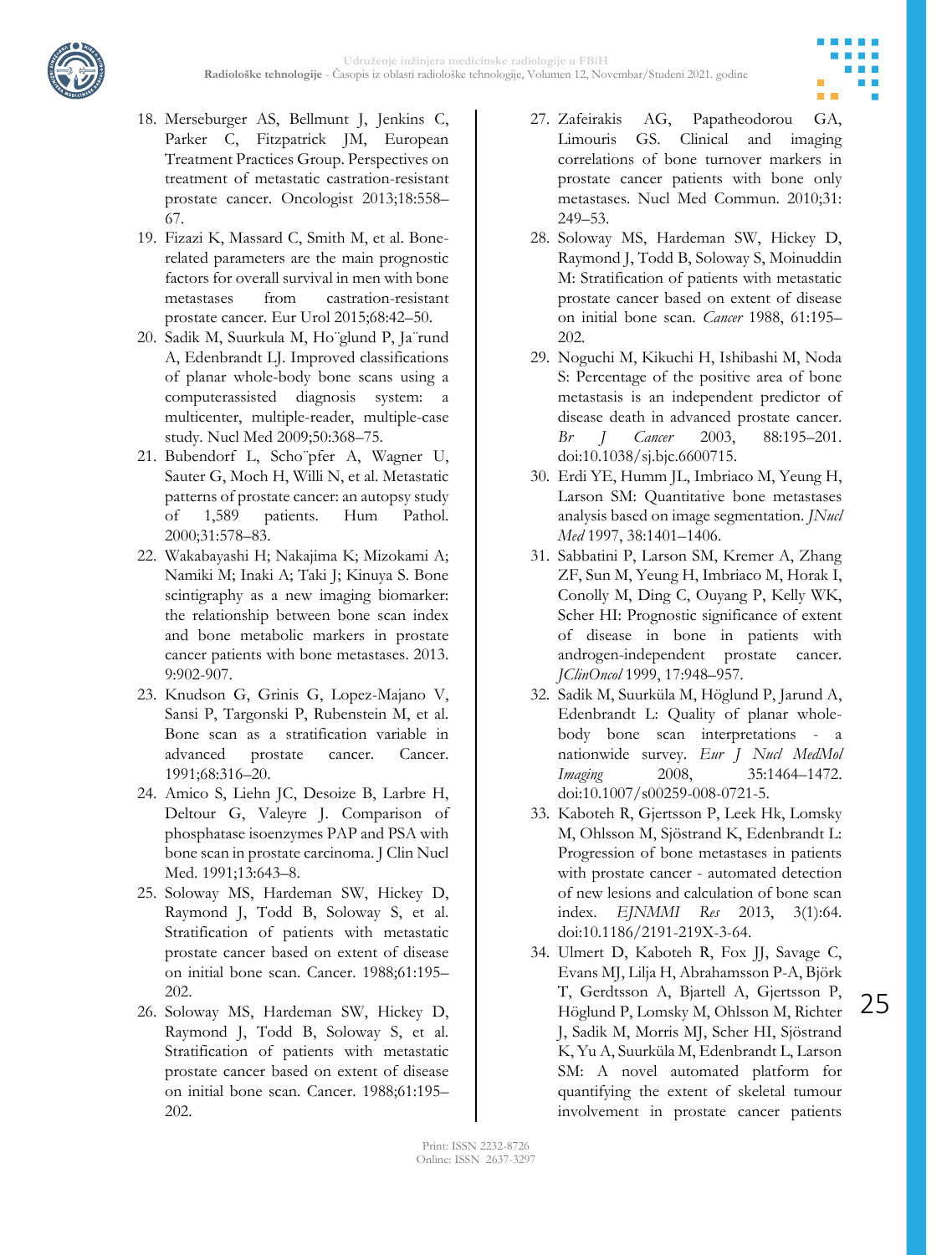18. Merseburger AS, Bellmunt J, Jenkins C, Parker C, Fitzpatrick JM, European Treatment Practices Group. Perspectives on treatment of metastatic castration-resistant prostate cancer. Oncologist 2013;18:558–67.
19. Fizazi K, Massard C, Smith M, et al. Bone-related parameters are the main prognostic factors for overall survival in men with bone metastases from castration-resistant prostate cancer. Eur Urol 2015;68:42–50.
20. Sadik M, Suurkula M, Ho¨glund P, Ja¨rund A, Edenbrandt LJ. Improved classifications of planar whole-body bone scans using a computerassisted diagnosis system: a multicenter, multiple-reader, multiple-case study. Nucl Med 2009;50:368–75.
21. Bubendorf L, Scho¨pfer A, Wagner U, Sauter G, Moch H, Willi N, et al. Metastatic patterns of prostate cancer: an autopsy study of 1,589 patients. Hum Pathol. 2000;31:578–83.
22. Wakabayashi H; Nakajima K; Mizokami A; Namiki M; Inaki A; Taki J; Kinuya S. Bone scintigraphy as a new imaging biomarker: the relationship between bone scan index and bone metabolic markers in prostate cancer patients with bone metastases. 2013. 9:902-907.
23. Knudson G, Grinis G, Lopez-Majano V, Sansi P, Targonski P, Rubenstein M, et al. Bone scan as a stratification variable in advanced prostate cancer. Cancer. 1991;68:316–20.
24. Amico S, Liehn JC, Desoize B, Larbre H, Deltour G, Valeyre J. Comparison of phosphatase isoenzymes PAP and PSA with bone scan in prostate carcinoma. J Clin Nucl Med. 1991;13:643–8.
25. Soloway MS, Hardeman SW, Hickey D, Raymond J, Todd B, Soloway S, et al. Stratification of patients with metastatic prostate cancer based on extent of disease on initial bone scan. Cancer. 1988;61:195–202.
26. Soloway MS, Hardeman SW, Hickey D, Raymond J, Todd B, Soloway S, et al. Stratification of patients with metastatic prostate cancer based on extent of disease on initial bone scan. Cancer. 1988;61:195–202.
27. Zafeirakis AG, Papatheodorou GA, Limouris GS. Clinical and imaging correlations of bone turnover markers in prostate cancer patients with bone only metastases. Nucl Med Commun. 2010;31: 249–53.
28. Soloway MS, Hardeman SW, Hickey D, Raymond J, Todd B, Soloway S, Moinuddin M: Stratification of patients with metastatic prostate cancer based on extent of disease on initial bone scan. *Cancer* 1988, 61:195–202.
29. Noguchi M, Kikuchi H, Ishibashi M, Noda S: Percentage of the positive area of bone metastasis is an independent predictor of disease death in advanced prostate cancer. *Br J Cancer* 2003, 88:195–201. doi:10.1038/sj.bjc.6600715.
30. Erdi YE, Humm JL, Imbriaco M, Yeung H, Larson SM: Quantitative bone metastases analysis based on image segmentation. *JNucl Med* 1997, 38:1401–1406.
31. Sabbatini P, Larson SM, Kremer A, Zhang ZF, Sun M, Yeung H, Imbriaco M, Horak I, Conolly M, Ding C, Ouyang P, Kelly WK, Scher HI: Prognostic significance of extent of disease in bone in patients with androgen-independent prostate cancer. *JClinOncol* 1999, 17:948–957.
32. Sadik M, Suurküla M, Höglund P, Jarund A, Edenbrandt L: Quality of planar whole-body bone scan interpretations - a nationwide survey. *Eur J Nucl MedMol Imaging* 2008, 35:1464–1472. doi:10.1007/s00259-008-0721-5.
33. Kaboteh R, Gjertsson P, Leek Hk, Lomsky M, Ohlsson M, Sjöstrand K, Edenbrandt L: Progression of bone metastases in patients with prostate cancer - automated detection of new lesions and calculation of bone scan index. *EJNMMI Res* 2013, 3(1):64. doi:10.1186/2191-219X-3-64.
34. Ulmert D, Kaboteh R, Fox JJ, Savage C, Evans MJ, Lilja H, Abrahamsson P-A, Björk T, Gerdtsson A, Bjartell A, Gjertsson P, Höglund P, Lomsky M, Ohlsson M, Richter J, Sadik M, Morris MJ, Scher HI, Sjöstrand K, Yu A, Suurküla M, Edenbrandt L, Larson SM: A novel automated platform for quantifying the extent of skeletal tumour involvement in prostate cancer patients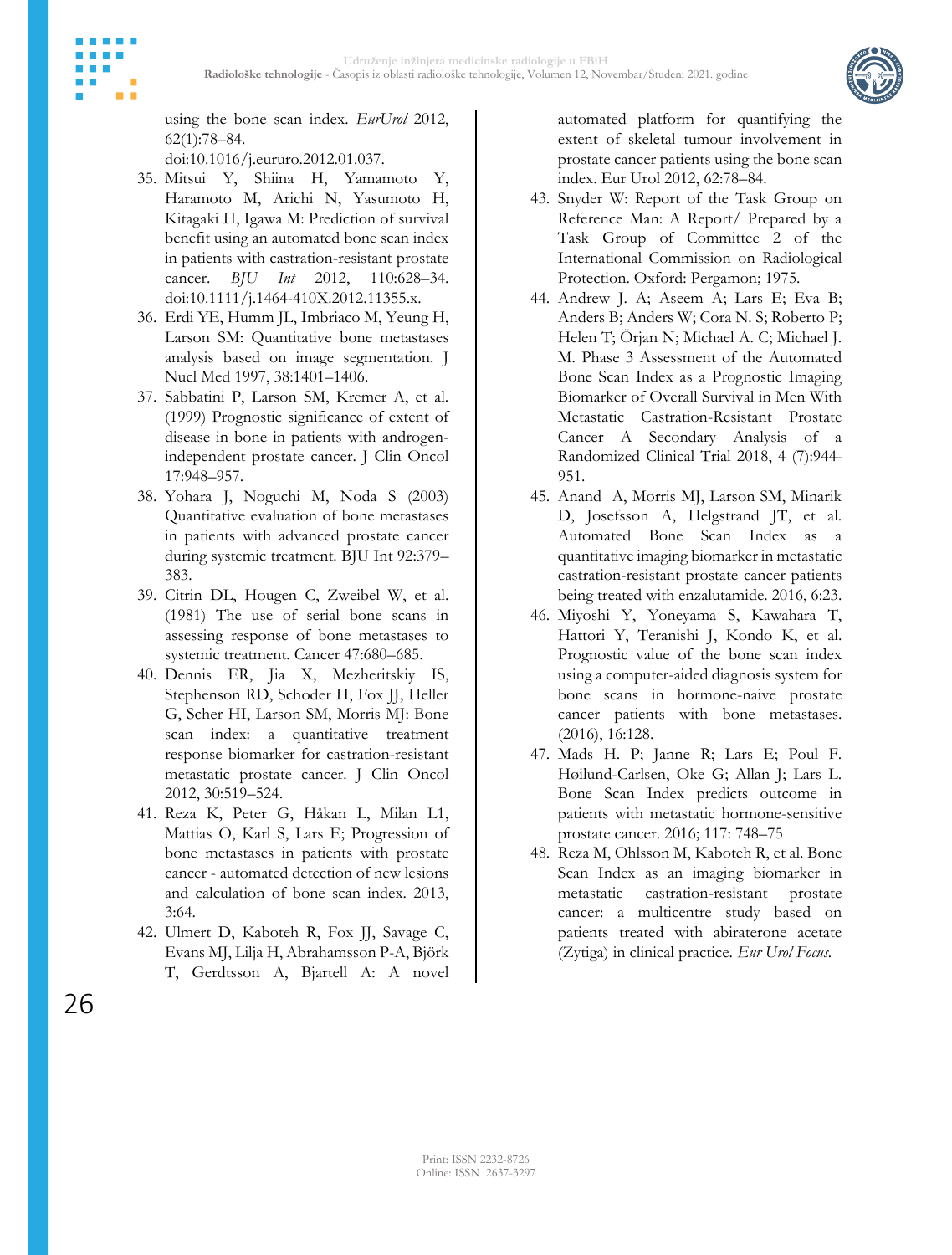using the bone scan index. *EurUrol* 2012, 62(1):78–84. doi:10.1016/j.eururo.2012.01.037.

35. Mitsui Y, Shiina H, Yamamoto Y, Haramoto M, Arichi N, Yasumoto H, Kitagaki H, Igawa M: Prediction of survival benefit using an automated bone scan index in patients with castration-resistant prostate cancer. *BJU Int* 2012, 110:628–34. doi:10.1111/j.1464-410X.2012.11355.x.
36. Erdi YE, Humm JL, Imbriaco M, Yeung H, Larson SM: Quantitative bone metastases analysis based on image segmentation. J Nucl Med 1997, 38:1401–1406.
37. Sabbatini P, Larson SM, Kremer A, et al. (1999) Prognostic significance of extent of disease in bone in patients with androgen-independent prostate cancer. J Clin Oncol 17:948–957.
38. Yohara J, Noguchi M, Noda S (2003) Quantitative evaluation of bone metastases in patients with advanced prostate cancer during systemic treatment. BJU Int 92:379–383.
39. Citrin DL, Hougen C, Zweibel W, et al. (1981) The use of serial bone scans in assessing response of bone metastases to systemic treatment. Cancer 47:680–685.
40. Dennis ER, Jia X, Mezheritskiy IS, Stephenson RD, Schoder H, Fox JJ, Heller G, Scher HI, Larson SM, Morris MJ: Bone scan index: a quantitative treatment response biomarker for castration-resistant metastatic prostate cancer. J Clin Oncol 2012, 30:519–524.
41. Reza K, Peter G, Håkan L, Milan L1, Mattias O, Karl S, Lars E; Progression of bone metastases in patients with prostate cancer - automated detection of new lesions and calculation of bone scan index. 2013, 3:64.
42. Ulmert D, Kaboteh R, Fox JJ, Savage C, Evans MJ, Lilja H, Abrahamsson P-A, Björk T, Gerdtsson A, Bjartell A: A novel automated platform for quantifying the extent of skeletal tumour involvement in prostate cancer patients using the bone scan index. Eur Urol 2012, 62:78–84.
43. Snyder W: Report of the Task Group on Reference Man: A Report/ Prepared by a Task Group of Committee 2 of the International Commission on Radiological Protection. Oxford: Pergamon; 1975.
44. Andrew J. A; Aseem A; Lars E; Eva B; Anders B; Anders W; Cora N. S; Roberto P; Helen T; Örjan N; Michael A. C; Michael J. M. Phase 3 Assessment of the Automated Bone Scan Index as a Prognostic Imaging Biomarker of Overall Survival in Men With Metastatic Castration-Resistant Prostate Cancer A Secondary Analysis of a Randomized Clinical Trial 2018, 4 (7):944-951.
45. Anand A, Morris MJ, Larson SM, Minarik D, Josefsson A, Helgstrand JT, et al. Automated Bone Scan Index as a quantitative imaging biomarker in metastatic castration-resistant prostate cancer patients being treated with enzalutamide. 2016, 6:23.
46. Miyoshi Y, Yoneyama S, Kawahara T, Hattori Y, Teranishi J, Kondo K, et al. Prognostic value of the bone scan index using a computer-aided diagnosis system for bone scans in hormone-naive prostate cancer patients with bone metastases. (2016), 16:128.
47. Mads H. P; Janne R; Lars E; Poul F. Høilund-Carlsen, Oke G; Allan J; Lars L. Bone Scan Index predicts outcome in patients with metastatic hormone-sensitive prostate cancer. 2016; 117: 748–75
48. Reza M, Ohlsson M, Kaboteh R, et al. Bone Scan Index as an imaging biomarker in metastatic castration-resistant prostate cancer: a multicentre study based on patients treated with abiraterone acetate (Zytiga) in clinical practice. *Eur Urol Focus.*